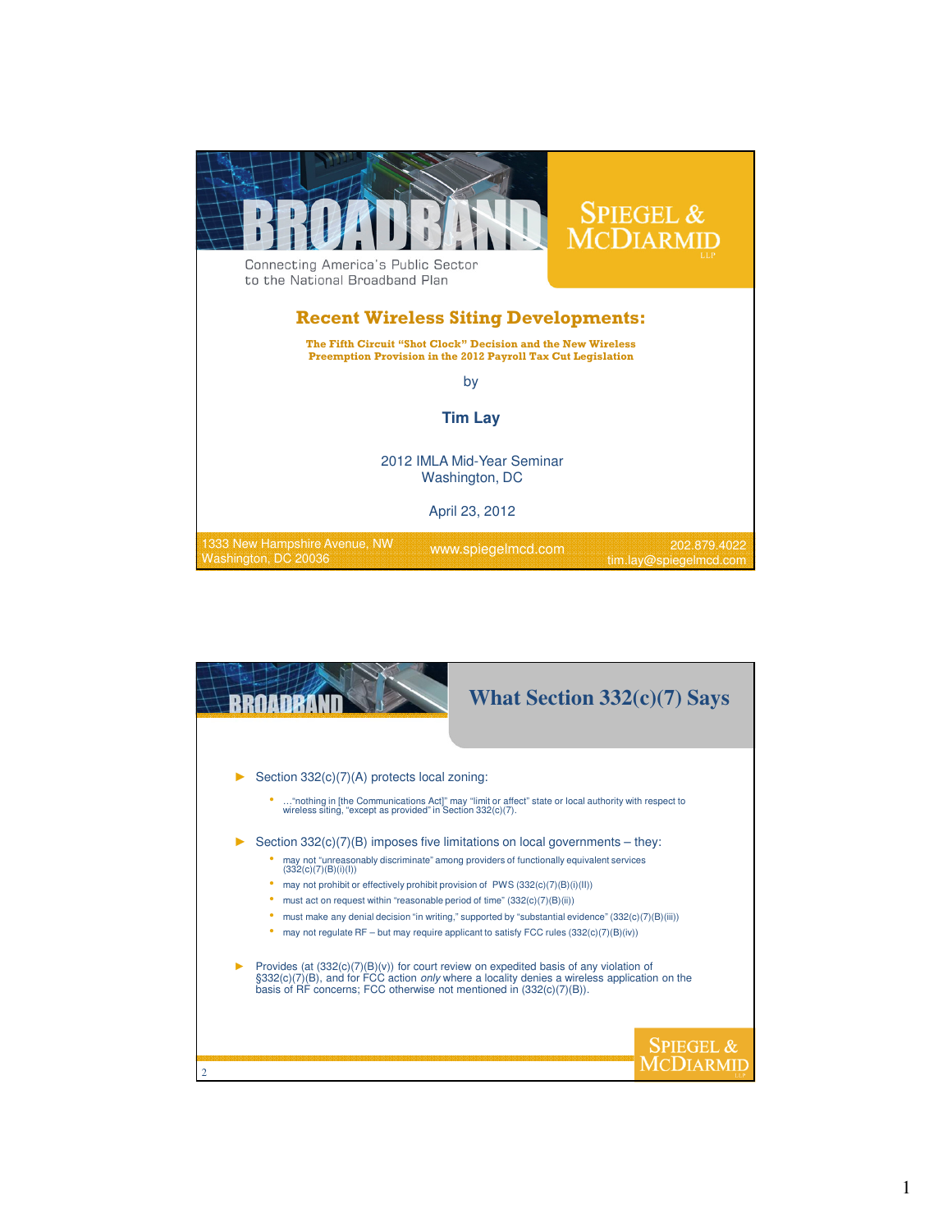# BROADBAND

Connecting America's Public Sector to the National Broadband Plan

SPIEGEL & McDIARMID LLP

## Recent Wireless Siting Developments:

**The Fifth Circuit "Shot Clock" Decision and the New Wireless Preemption Provision in the 2012 Payroll Tax Cut Legislation**

by

**Tim Lay**

2012 IMLA Mid-Year Seminar
Washington, DC

April 23, 2012

1333 New Hampshire Avenue, NW
Washington, DC 20036

www.spiegelmcd.com

202.879.4022
tim.lay@spiegelmcd.com

---

## What Section 332(c)(7) Says

- Section 332(c)(7)(A) protects local zoning:
  - …"nothing in [the Communications Act]" may "limit or affect" state or local authority with respect to wireless siting, "except as provided" in Section 332(c)(7).
- Section 332(c)(7)(B) imposes five limitations on local governments – they:
  - may not "unreasonably discriminate" among providers of functionally equivalent services (332(c)(7)(B)(i)(I))
  - may not prohibit or effectively prohibit provision of PWS (332(c)(7)(B)(i)(II))
  - must act on request within "reasonable period of time" (332(c)(7)(B)(ii))
  - must make any denial decision "in writing," supported by "substantial evidence" (332(c)(7)(B)(iii))
  - may not regulate RF – but may require applicant to satisfy FCC rules (332(c)(7)(B)(iv))
- Provides (at (332(c)(7)(B)(v)) for court review on expedited basis of any violation of §332(c)(7)(B), and for FCC action *only* where a locality denies a wireless application on the basis of RF concerns; FCC otherwise not mentioned in (332(c)(7)(B)).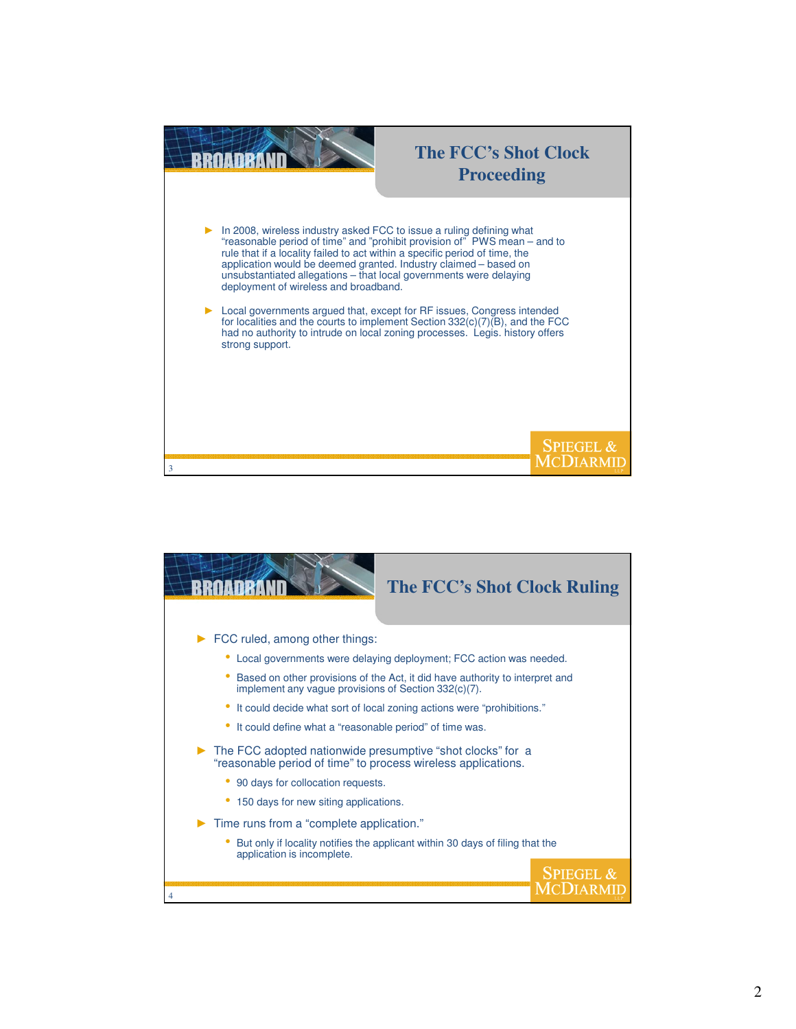## The FCC's Shot Clock Proceeding

- In 2008, wireless industry asked FCC to issue a ruling defining what "reasonable period of time" and "prohibit provision of" PWS mean – and to rule that if a locality failed to act within a specific period of time, the application would be deemed granted. Industry claimed – based on unsubstantiated allegations – that local governments were delaying deployment of wireless and broadband.
- Local governments argued that, except for RF issues, Congress intended for localities and the courts to implement Section 332(c)(7)(B), and the FCC had no authority to intrude on local zoning processes. Legis. history offers strong support.

## The FCC's Shot Clock Ruling

- FCC ruled, among other things:
  - Local governments were delaying deployment; FCC action was needed.
  - Based on other provisions of the Act, it did have authority to interpret and implement any vague provisions of Section 332(c)(7).
  - It could decide what sort of local zoning actions were "prohibitions."
  - It could define what a "reasonable period" of time was.
- The FCC adopted nationwide presumptive "shot clocks" for a "reasonable period of time" to process wireless applications.
  - 90 days for collocation requests.
  - 150 days for new siting applications.
- Time runs from a "complete application."
  - But only if locality notifies the applicant within 30 days of filing that the application is incomplete.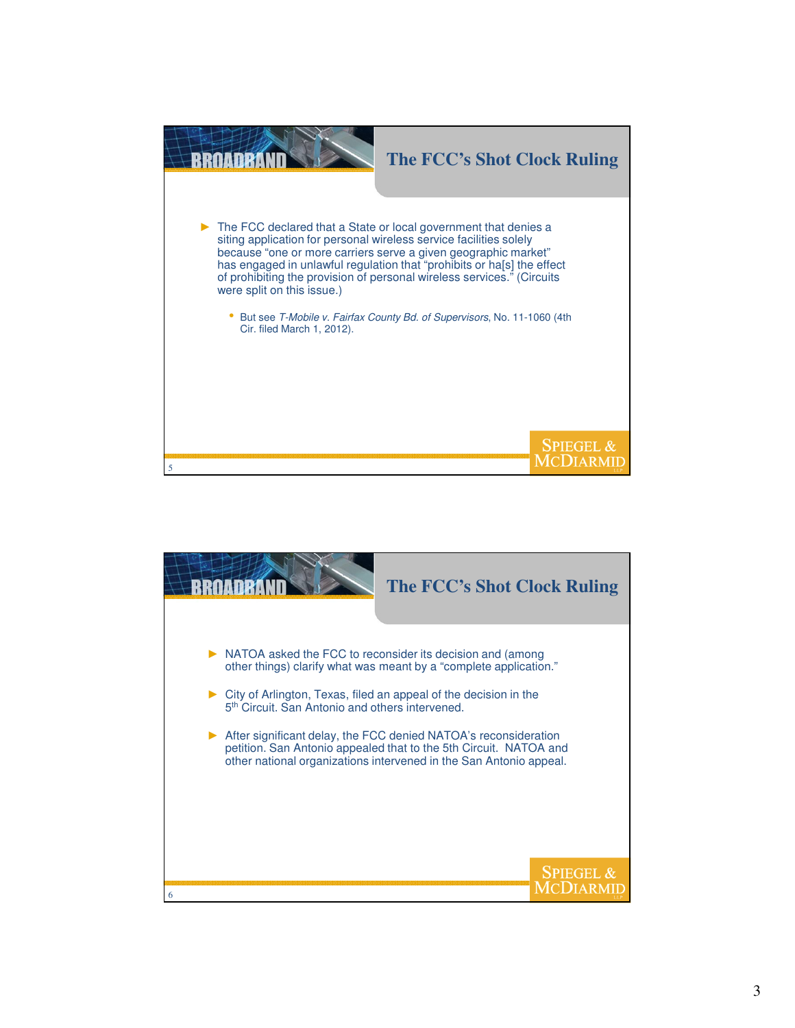## The FCC's Shot Clock Ruling

- The FCC declared that a State or local government that denies a siting application for personal wireless service facilities solely because "one or more carriers serve a given geographic market" has engaged in unlawful regulation that "prohibits or ha[s] the effect of prohibiting the provision of personal wireless services." (Circuits were split on this issue.)
  - But see *T-Mobile v. Fairfax County Bd. of Supervisors*, No. 11-1060 (4th Cir. filed March 1, 2012).

## The FCC's Shot Clock Ruling

- NATOA asked the FCC to reconsider its decision and (among other things) clarify what was meant by a "complete application."
- City of Arlington, Texas, filed an appeal of the decision in the 5th Circuit. San Antonio and others intervened.
- After significant delay, the FCC denied NATOA's reconsideration petition. San Antonio appealed that to the 5th Circuit. NATOA and other national organizations intervened in the San Antonio appeal.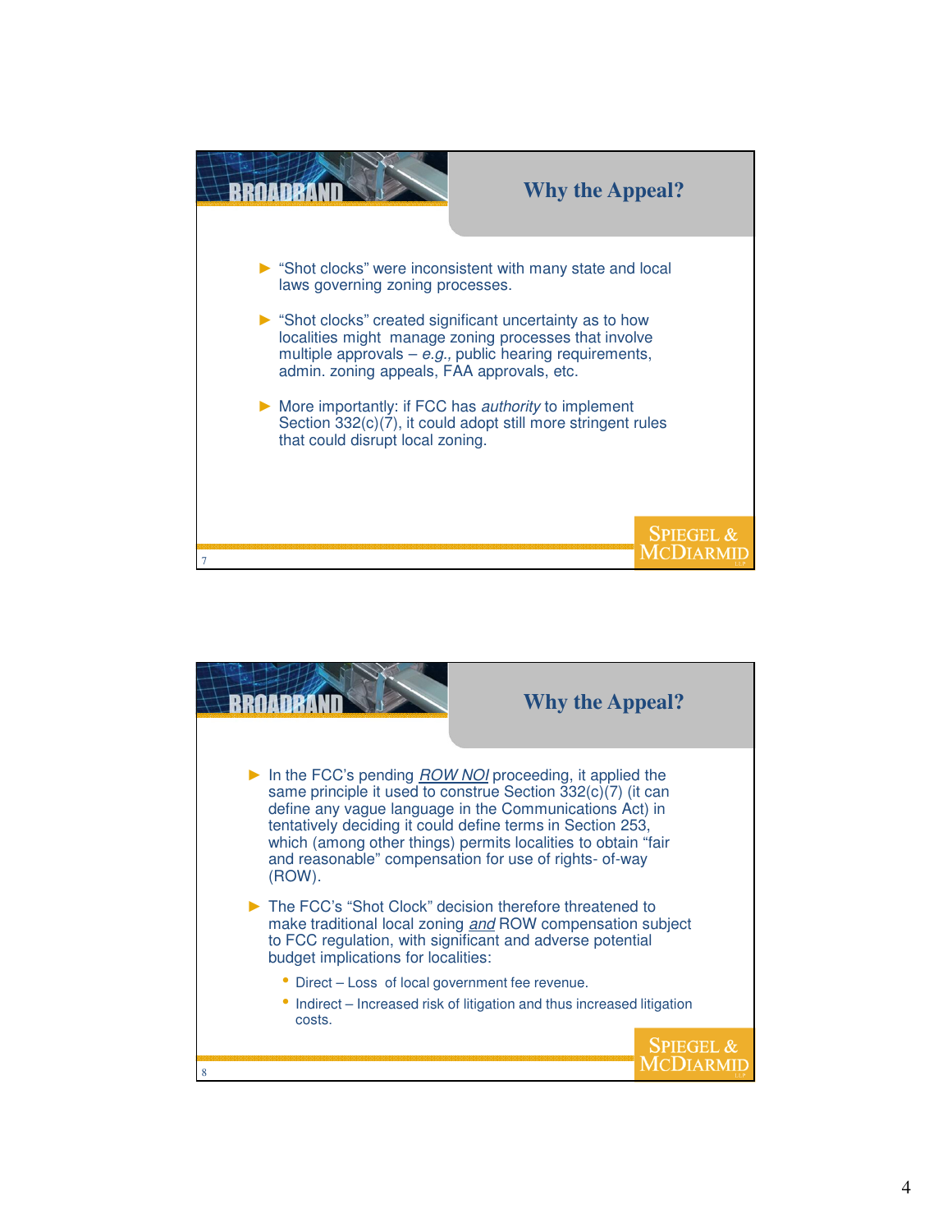## Why the Appeal?

- "Shot clocks" were inconsistent with many state and local laws governing zoning processes.
- "Shot clocks" created significant uncertainty as to how localities might manage zoning processes that involve multiple approvals – *e.g.,* public hearing requirements, admin. zoning appeals, FAA approvals, etc.
- More importantly: if FCC has *authority* to implement Section 332(c)(7), it could adopt still more stringent rules that could disrupt local zoning.

## Why the Appeal?

- In the FCC's pending *ROW NOI* proceeding, it applied the same principle it used to construe Section 332(c)(7) (it can define any vague language in the Communications Act) in tentatively deciding it could define terms in Section 253, which (among other things) permits localities to obtain "fair and reasonable" compensation for use of rights- of-way (ROW).
- The FCC's "Shot Clock" decision therefore threatened to make traditional local zoning *and* ROW compensation subject to FCC regulation, with significant and adverse potential budget implications for localities:
  - Direct – Loss of local government fee revenue.
  - Indirect – Increased risk of litigation and thus increased litigation costs.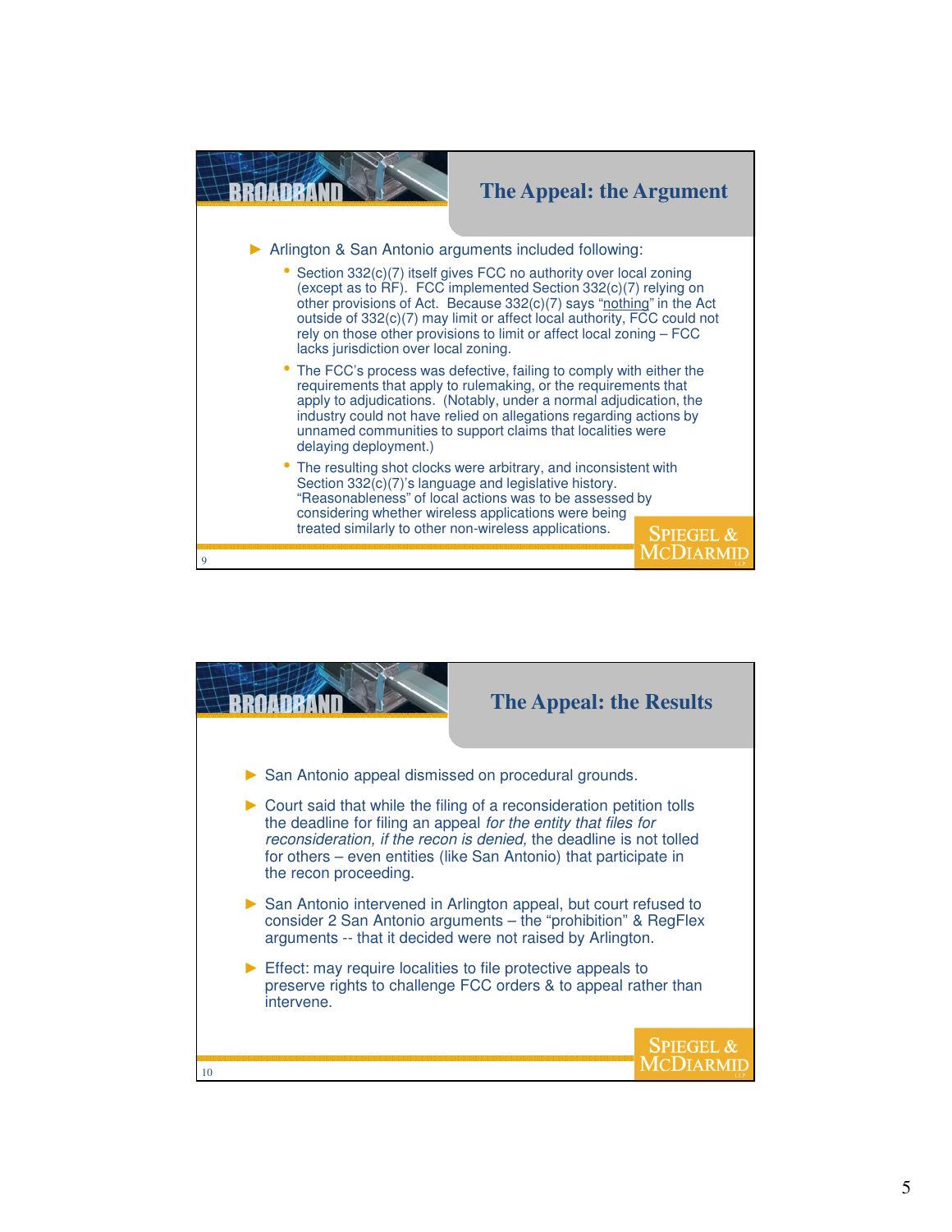## The Appeal: the Argument

- Arlington & San Antonio arguments included following:
  - Section 332(c)(7) itself gives FCC no authority over local zoning (except as to RF). FCC implemented Section 332(c)(7) relying on other provisions of Act. Because 332(c)(7) says "nothing" in the Act outside of 332(c)(7) may limit or affect local authority, FCC could not rely on those other provisions to limit or affect local zoning – FCC lacks jurisdiction over local zoning.
  - The FCC's process was defective, failing to comply with either the requirements that apply to rulemaking, or the requirements that apply to adjudications. (Notably, under a normal adjudication, the industry could not have relied on allegations regarding actions by unnamed communities to support claims that localities were delaying deployment.)
  - The resulting shot clocks were arbitrary, and inconsistent with Section 332(c)(7)'s language and legislative history. "Reasonableness" of local actions was to be assessed by considering whether wireless applications were being treated similarly to other non-wireless applications.

## The Appeal: the Results

- San Antonio appeal dismissed on procedural grounds.
- Court said that while the filing of a reconsideration petition tolls the deadline for filing an appeal *for the entity that files for reconsideration, if the recon is denied,* the deadline is not tolled for others – even entities (like San Antonio) that participate in the recon proceeding.
- San Antonio intervened in Arlington appeal, but court refused to consider 2 San Antonio arguments – the "prohibition" & RegFlex arguments -- that it decided were not raised by Arlington.
- Effect: may require localities to file protective appeals to preserve rights to challenge FCC orders & to appeal rather than intervene.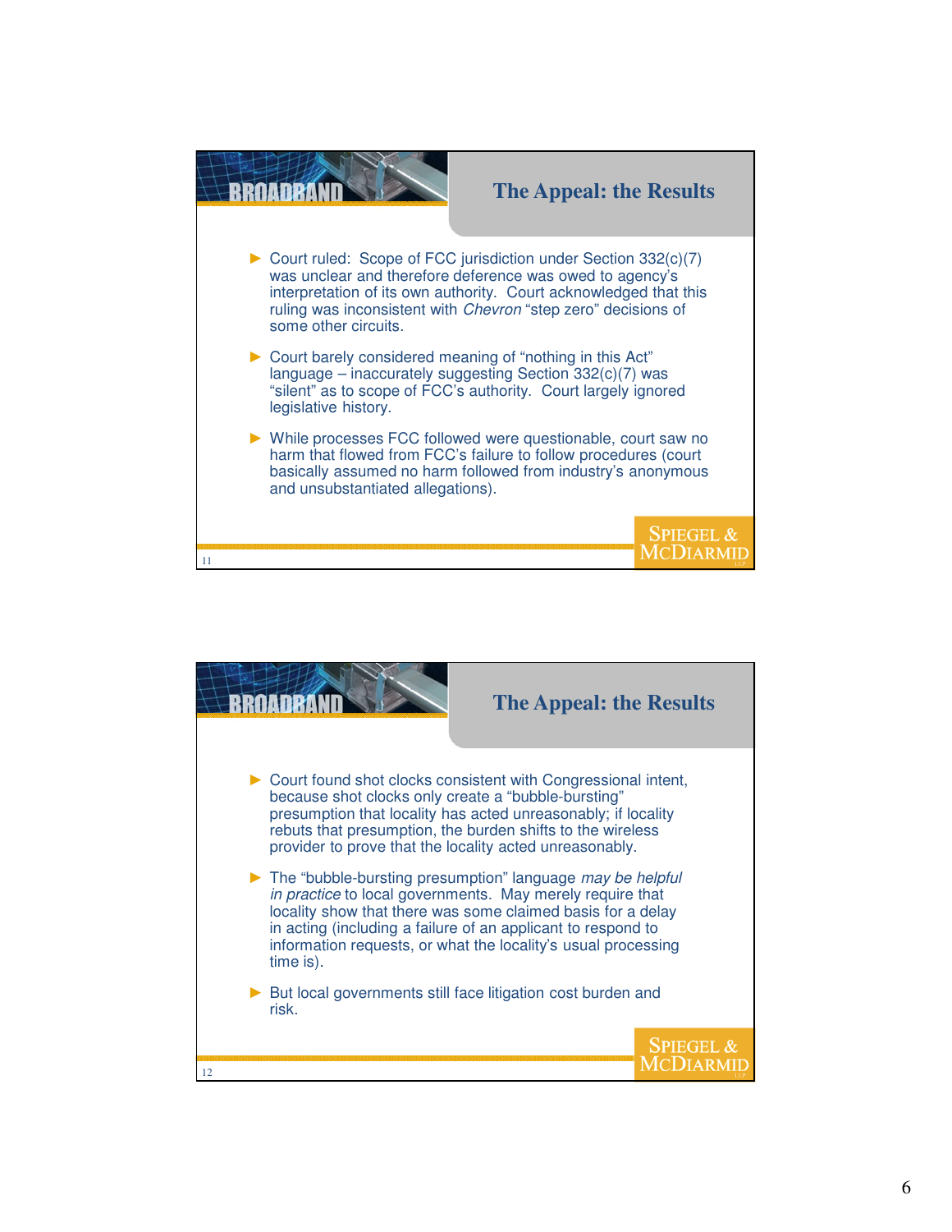## The Appeal: the Results

- Court ruled: Scope of FCC jurisdiction under Section 332(c)(7) was unclear and therefore deference was owed to agency's interpretation of its own authority. Court acknowledged that this ruling was inconsistent with *Chevron* "step zero" decisions of some other circuits.
- Court barely considered meaning of "nothing in this Act" language – inaccurately suggesting Section 332(c)(7) was "silent" as to scope of FCC's authority. Court largely ignored legislative history.
- While processes FCC followed were questionable, court saw no harm that flowed from FCC's failure to follow procedures (court basically assumed no harm followed from industry's anonymous and unsubstantiated allegations).

## The Appeal: the Results

- Court found shot clocks consistent with Congressional intent, because shot clocks only create a "bubble-bursting" presumption that locality has acted unreasonably; if locality rebuts that presumption, the burden shifts to the wireless provider to prove that the locality acted unreasonably.
- The "bubble-bursting presumption" language *may be helpful in practice* to local governments. May merely require that locality show that there was some claimed basis for a delay in acting (including a failure of an applicant to respond to information requests, or what the locality's usual processing time is).
- But local governments still face litigation cost burden and risk.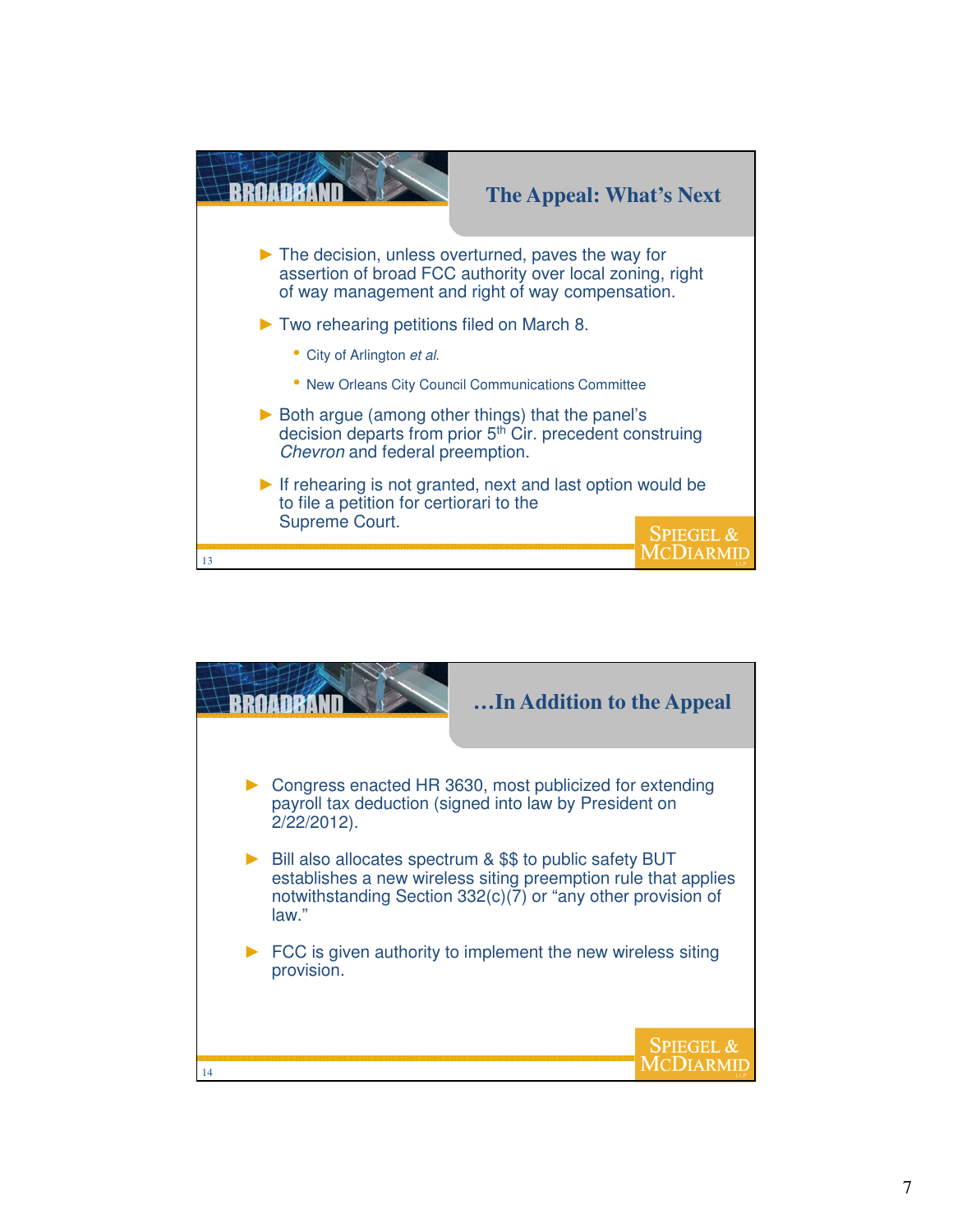## The Appeal: What's Next

- The decision, unless overturned, paves the way for assertion of broad FCC authority over local zoning, right of way management and right of way compensation.
- Two rehearing petitions filed on March 8.
  - City of Arlington *et al.*
  - New Orleans City Council Communications Committee
- Both argue (among other things) that the panel's decision departs from prior 5th Cir. precedent construing *Chevron* and federal preemption.
- If rehearing is not granted, next and last option would be to file a petition for certiorari to the Supreme Court.

## …In Addition to the Appeal

- Congress enacted HR 3630, most publicized for extending payroll tax deduction (signed into law by President on 2/22/2012).
- Bill also allocates spectrum & $$ to public safety BUT establishes a new wireless siting preemption rule that applies notwithstanding Section 332(c)(7) or "any other provision of law."
- FCC is given authority to implement the new wireless siting provision.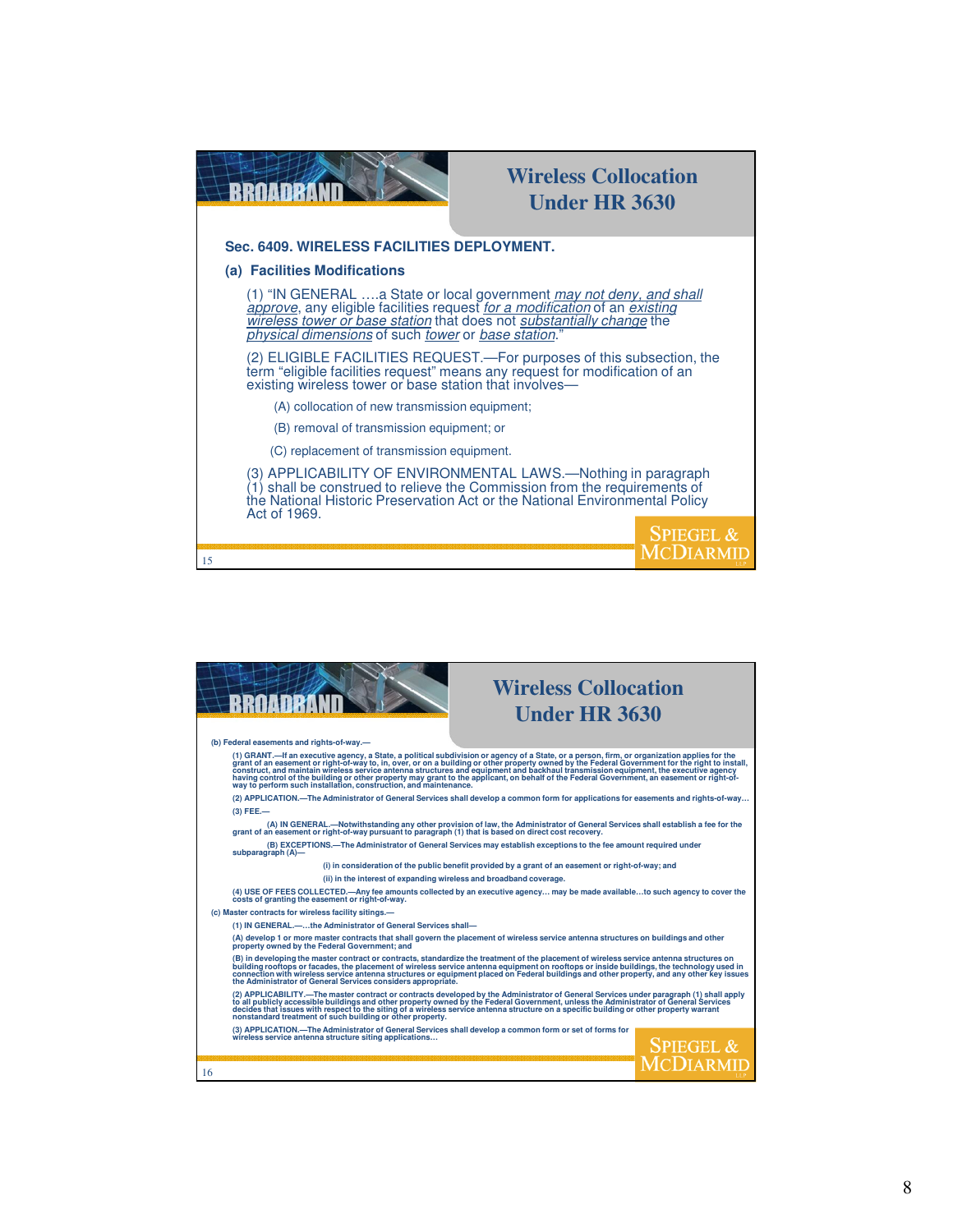## Wireless Collocation Under HR 3630

**Sec. 6409. WIRELESS FACILITIES DEPLOYMENT.**

**(a) Facilities Modifications**

(1) "IN GENERAL ….a State or local government *may not deny, and shall approve*, any eligible facilities request *for a modification* of an *existing wireless tower or base station* that does not *substantially change* the *physical dimensions* of such *tower* or *base station*."

(2) ELIGIBLE FACILITIES REQUEST.—For purposes of this subsection, the term "eligible facilities request" means any request for modification of an existing wireless tower or base station that involves—

(A) collocation of new transmission equipment;

(B) removal of transmission equipment; or

(C) replacement of transmission equipment.

(3) APPLICABILITY OF ENVIRONMENTAL LAWS.—Nothing in paragraph (1) shall be construed to relieve the Commission from the requirements of the National Historic Preservation Act or the National Environmental Policy Act of 1969.

SPIEGEL & MCDIARMID LLP

## Wireless Collocation Under HR 3630

**(b) Federal easements and rights-of-way.—**

**(1) GRANT.—If an executive agency, a State, a political subdivision or agency of a State, or a person, firm, or organization applies for the grant of an easement or right-of-way to, in, over, or on a building or other property owned by the Federal Government for the right to install, construct, and maintain wireless service antenna structures and equipment and backhaul transmission equipment, the executive agency having control of the building or other property may grant to the applicant, on behalf of the Federal Government, an easement or right-of-way to perform such installation, construction, and maintenance.**

**(2) APPLICATION.—The Administrator of General Services shall develop a common form for applications for easements and rights-of-way…**

**(3) FEE.—**

**(A) IN GENERAL.—Notwithstanding any other provision of law, the Administrator of General Services shall establish a fee for the grant of an easement or right-of-way pursuant to paragraph (1) that is based on direct cost recovery.**

**(B) EXCEPTIONS.—The Administrator of General Services may establish exceptions to the fee amount required under subparagraph (A)—**

**(i) in consideration of the public benefit provided by a grant of an easement or right-of-way; and**

**(ii) in the interest of expanding wireless and broadband coverage.**

**(4) USE OF FEES COLLECTED.—Any fee amounts collected by an executive agency… may be made available…to such agency to cover the costs of granting the easement or right-of-way.**

**(c) Master contracts for wireless facility sitings.—**

**(1) IN GENERAL.—…the Administrator of General Services shall—**

**(A) develop 1 or more master contracts that shall govern the placement of wireless service antenna structures on buildings and other property owned by the Federal Government; and**

**(B) in developing the master contract or contracts, standardize the treatment of the placement of wireless service antenna structures on building rooftops or facades, the placement of wireless service antenna equipment on rooftops or inside buildings, the technology used in connection with wireless service antenna structures or equipment placed on Federal buildings and other property, and any other key issues the Administrator of General Services considers appropriate.**

**(2) APPLICABILITY.—The master contract or contracts developed by the Administrator of General Services under paragraph (1) shall apply to all publicly accessible buildings and other property owned by the Federal Government, unless the Administrator of General Services decides that issues with respect to the siting of a wireless service antenna structure on a specific building or other property warrant nonstandard treatment of such building or other property.**

**(3) APPLICATION.—The Administrator of General Services shall develop a common form or set of forms for wireless service antenna structure siting applications…**

SPIEGEL & MCDIARMID LLP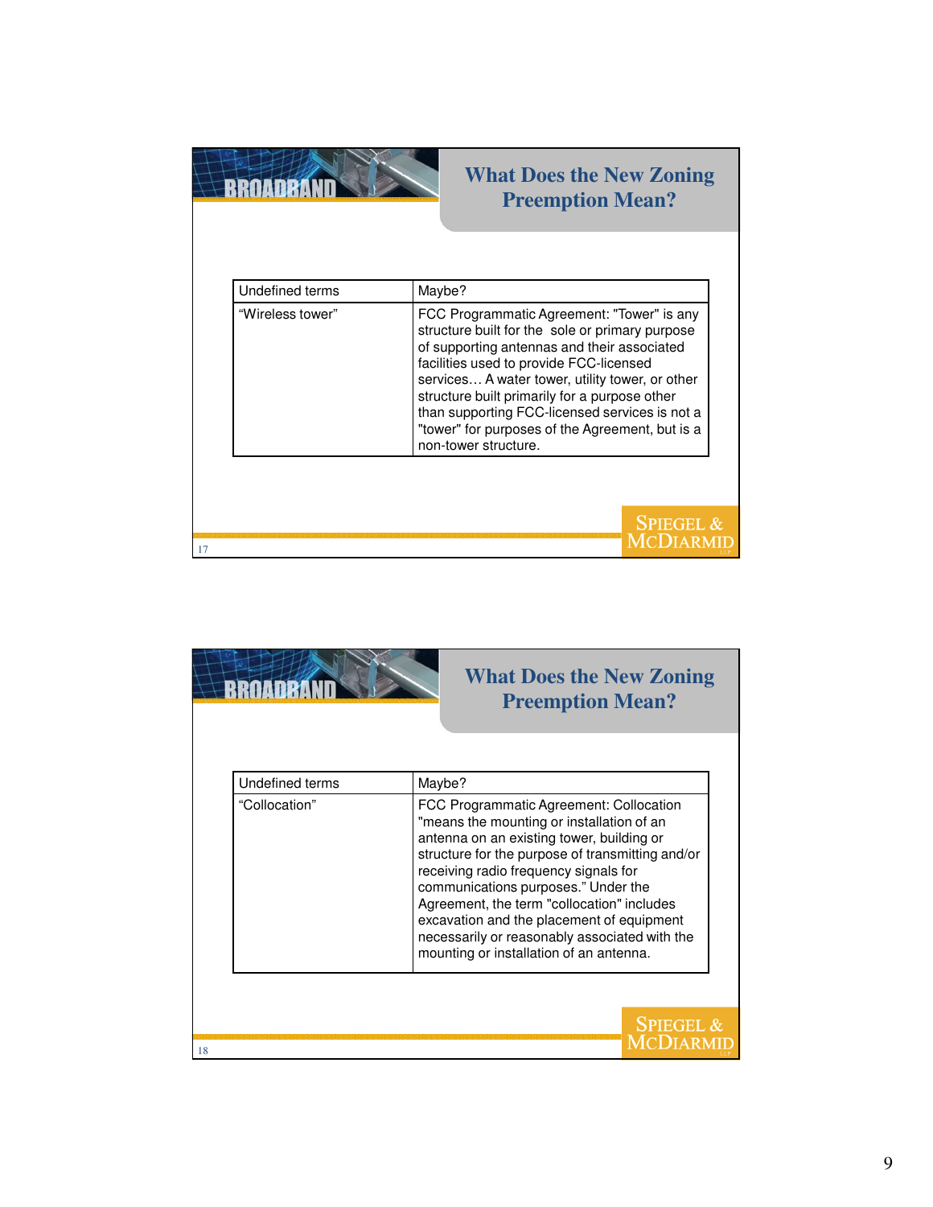## What Does the New Zoning Preemption Mean?

| Undefined terms | Maybe? |
| --- | --- |
| "Wireless tower" | FCC Programmatic Agreement: "Tower" is any structure built for the sole or primary purpose of supporting antennas and their associated facilities used to provide FCC-licensed services… A water tower, utility tower, or other structure built primarily for a purpose other than supporting FCC-licensed services is not a "tower" for purposes of the Agreement, but is a non-tower structure. |

## What Does the New Zoning Preemption Mean?

| Undefined terms | Maybe? |
| --- | --- |
| "Collocation" | FCC Programmatic Agreement: Collocation "means the mounting or installation of an antenna on an existing tower, building or structure for the purpose of transmitting and/or receiving radio frequency signals for communications purposes." Under the Agreement, the term "collocation" includes excavation and the placement of equipment necessarily or reasonably associated with the mounting or installation of an antenna. |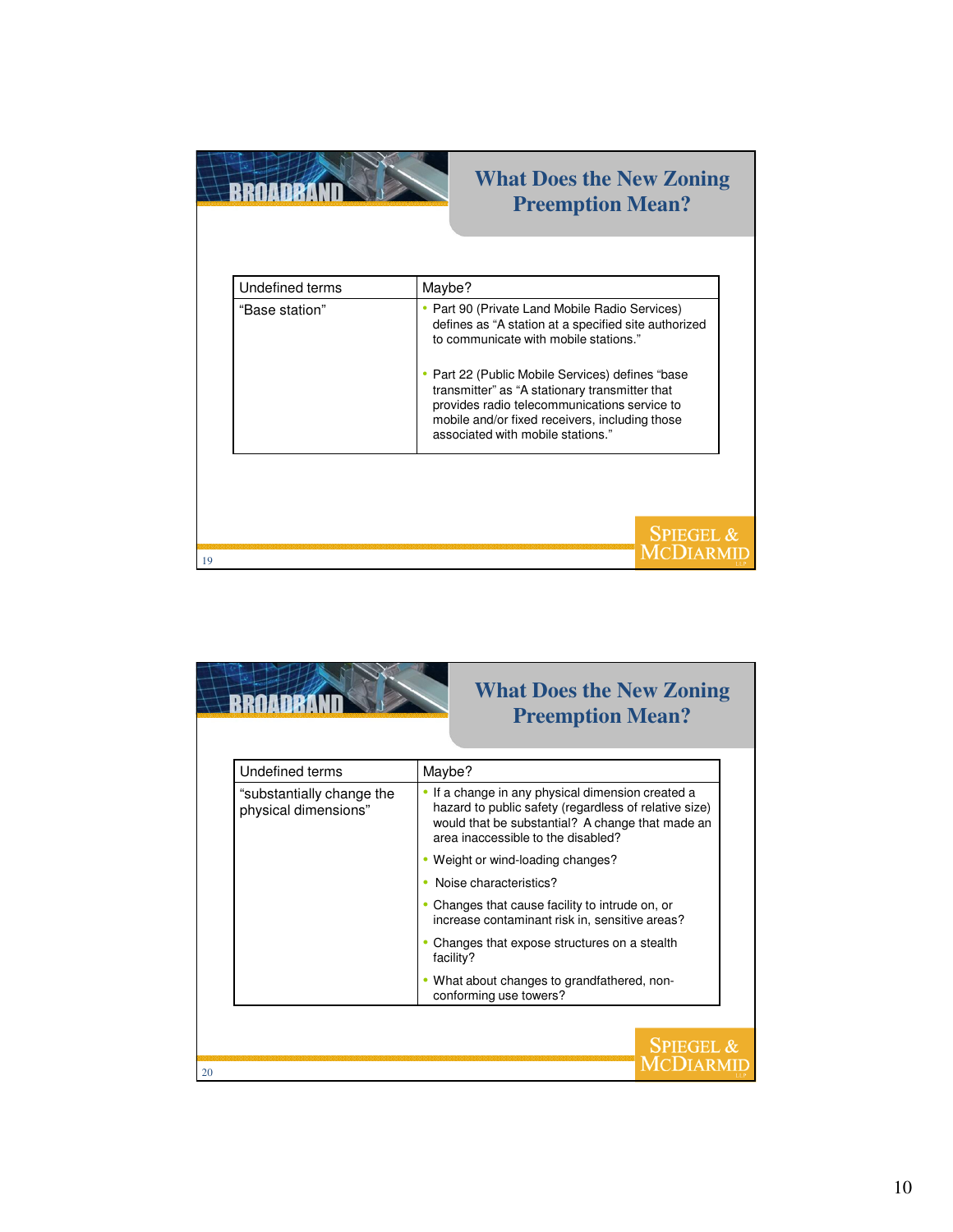## What Does the New Zoning Preemption Mean?

| Undefined terms | Maybe? |
|---|---|
| "Base station" | • Part 90 (Private Land Mobile Radio Services) defines as "A station at a specified site authorized to communicate with mobile stations." <br><br> • Part 22 (Public Mobile Services) defines "base transmitter" as "A stationary transmitter that provides radio telecommunications service to mobile and/or fixed receivers, including those associated with mobile stations." |

## What Does the New Zoning Preemption Mean?

| Undefined terms | Maybe? |
|---|---|
| "substantially change the physical dimensions" | • If a change in any physical dimension created a hazard to public safety (regardless of relative size) would that be substantial? A change that made an area inaccessible to the disabled? <br> • Weight or wind-loading changes? <br> • Noise characteristics? <br> • Changes that cause facility to intrude on, or increase contaminant risk in, sensitive areas? <br> • Changes that expose structures on a stealth facility? <br> • What about changes to grandfathered, non-conforming use towers? |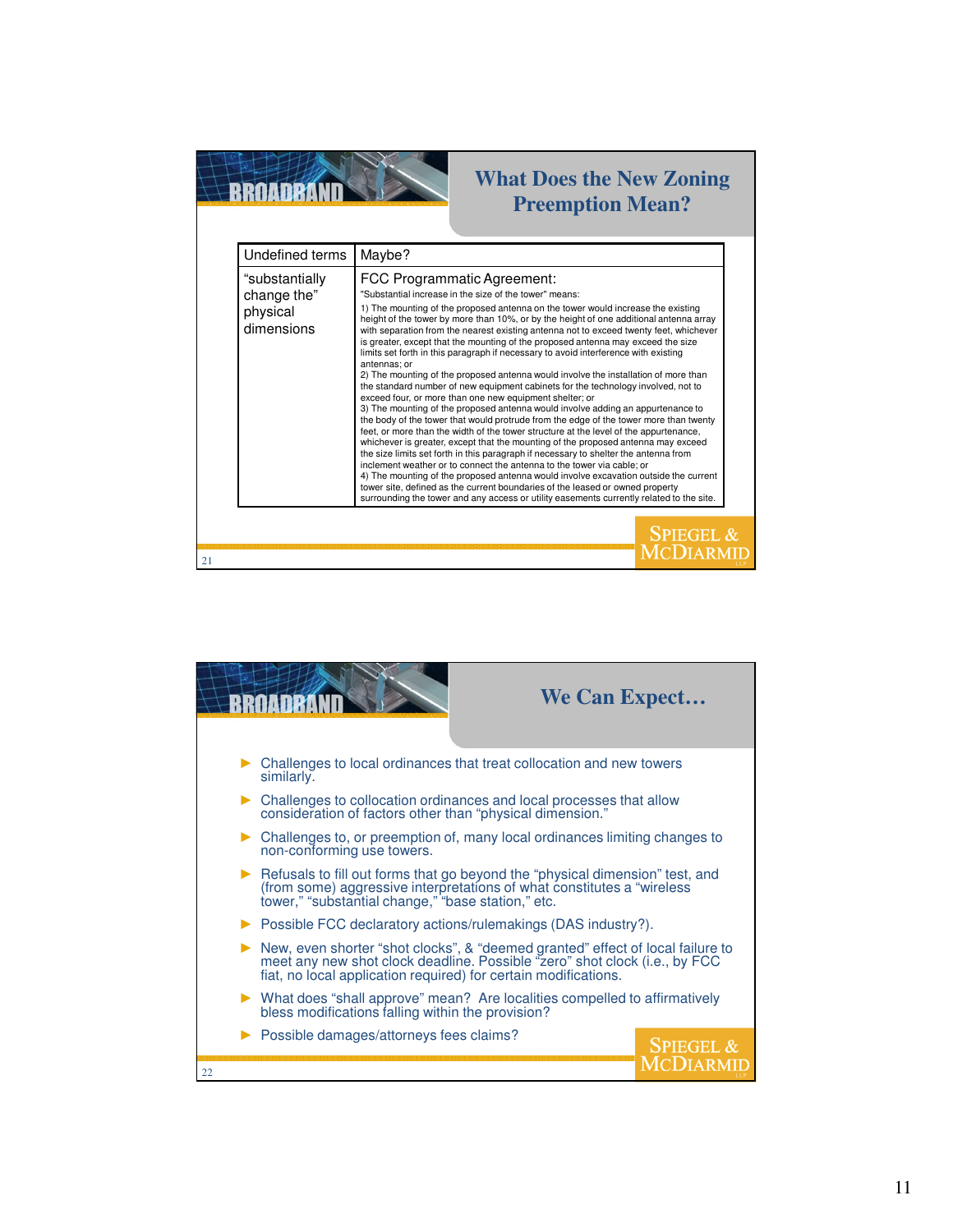## What Does the New Zoning Preemption Mean?

| Undefined terms | Maybe? |
| --- | --- |
| "substantially change the" physical dimensions | FCC Programmatic Agreement: "Substantial increase in the size of the tower" means: 1) The mounting of the proposed antenna on the tower would increase the existing height of the tower by more than 10%, or by the height of one additional antenna array with separation from the nearest existing antenna not to exceed twenty feet, whichever is greater, except that the mounting of the proposed antenna may exceed the size limits set forth in this paragraph if necessary to avoid interference with existing antennas; or 2) The mounting of the proposed antenna would involve the installation of more than the standard number of new equipment cabinets for the technology involved, not to exceed four, or more than one new equipment shelter; or 3) The mounting of the proposed antenna would involve adding an appurtenance to the body of the tower that would protrude from the edge of the tower more than twenty feet, or more than the width of the tower structure at the level of the appurtenance, whichever is greater, except that the mounting of the proposed antenna may exceed the size limits set forth in this paragraph if necessary to shelter the antenna from inclement weather or to connect the antenna to the tower via cable; or 4) The mounting of the proposed antenna would involve excavation outside the current tower site, defined as the current boundaries of the leased or owned property surrounding the tower and any access or utility easements currently related to the site. |

## We Can Expect…

- Challenges to local ordinances that treat collocation and new towers similarly.
- Challenges to collocation ordinances and local processes that allow consideration of factors other than "physical dimension."
- Challenges to, or preemption of, many local ordinances limiting changes to non-conforming use towers.
- Refusals to fill out forms that go beyond the "physical dimension" test, and (from some) aggressive interpretations of what constitutes a "wireless tower," "substantial change," "base station," etc.
- Possible FCC declaratory actions/rulemakings (DAS industry?).
- New, even shorter "shot clocks", & "deemed granted" effect of local failure to meet any new shot clock deadline. Possible "zero" shot clock (i.e., by FCC fiat, no local application required) for certain modifications.
- What does "shall approve" mean? Are localities compelled to affirmatively bless modifications falling within the provision?
- Possible damages/attorneys fees claims?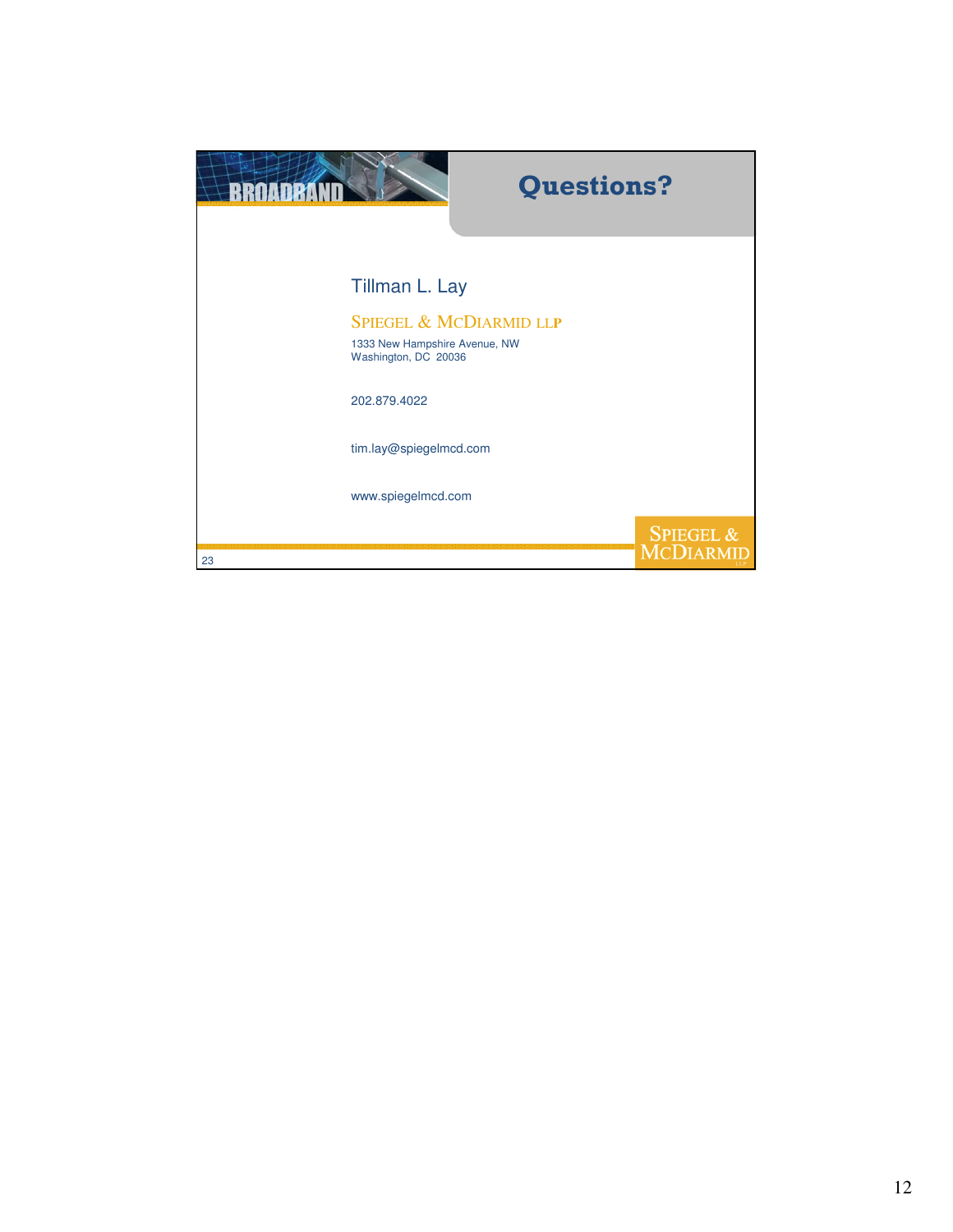# Questions?

Tillman L. Lay

SPIEGEL & MCDIARMID LLP

1333 New Hampshire Avenue, NW
Washington, DC 20036

202.879.4022

tim.lay@spiegelmcd.com

www.spiegelmcd.com